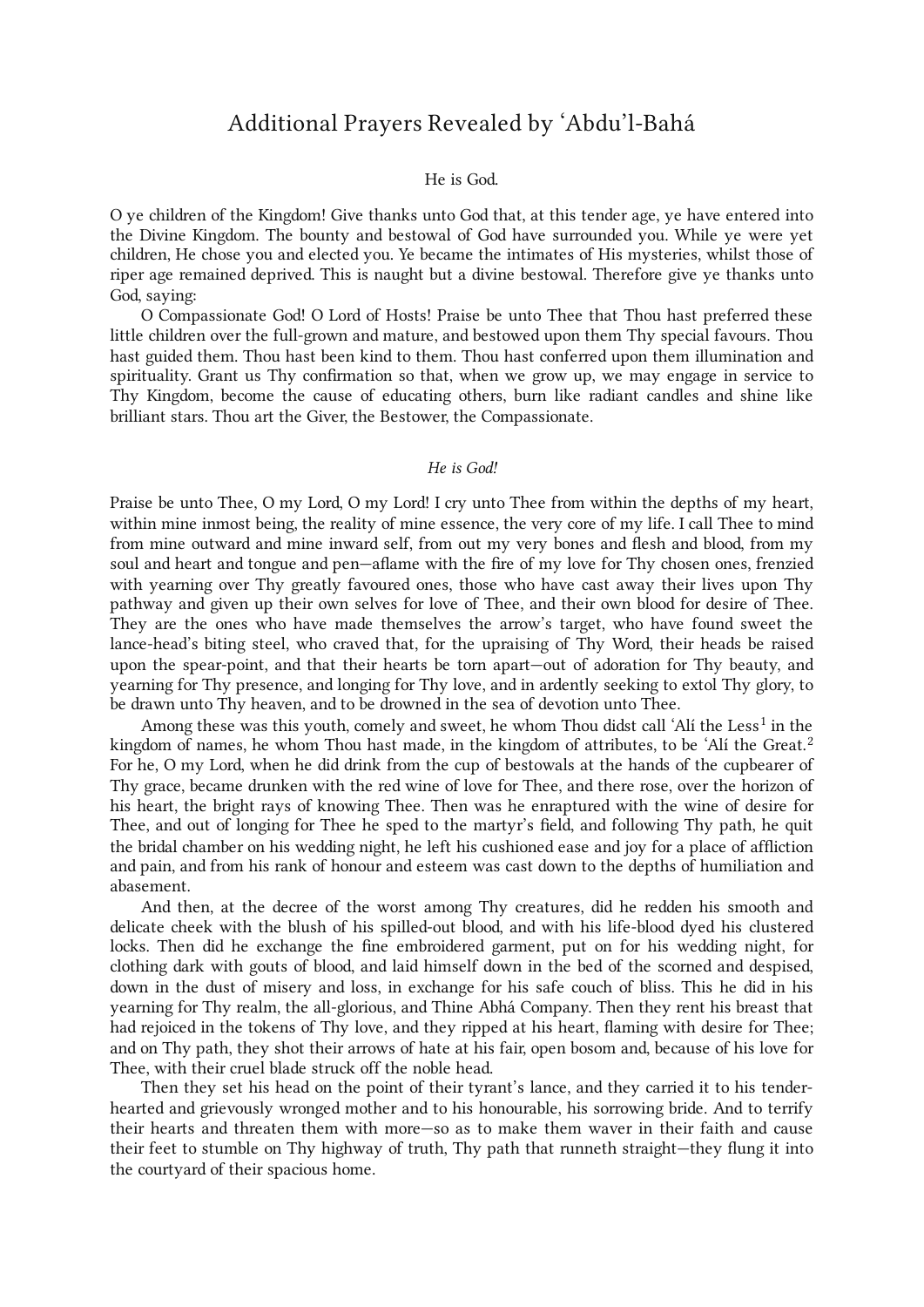# Additional Prayers Revealed by ʻAbdu'l-Bahá

He is God.

O ye children of the Kingdom! Give thanks unto God that, at this tender age, ye have entered into the Divine Kingdom. The bounty and bestowal of God have surrounded you. While ye were yet children, He chose you and elected you. Ye became the intimates of His mysteries, whilst those of riper age remained deprived. This is naught but a divine bestowal. Therefore give ye thanks unto God, saying:

O Compassionate God! O Lord of Hosts! Praise be unto Thee that Thou hast preferred these little children over the full-grown and mature, and bestowed upon them Thy special favours. Thou hast guided them. Thou hast been kind to them. Thou hast conferred upon them illumination and spirituality. Grant us Thy confirmation so that, when we grow up, we may engage in service to Thy Kingdom, become the cause of educating others, burn like radiant candles and shine like brilliant stars. Thou art the Giver, the Bestower, the Compassionate.

*He is God!*

Praise be unto Thee, O my Lord, O my Lord! I cry unto Thee from within the depths of my heart, within mine inmost being, the reality of mine essence, the very core of my life. I call Thee to mind from mine outward and mine inward self, from out my very bones and flesh and blood, from my soul and heart and tongue and pen—aflame with the fire of my love for Thy chosen ones, frenzied with yearning over Thy greatly favoured ones, those who have cast away their lives upon Thy pathway and given up their own selves for love of Thee, and their own blood for desire of Thee. They are the ones who have made themselves the arrow's target, who have found sweet the lance-head's biting steel, who craved that, for the upraising of Thy Word, their heads be raised upon the spear-point, and that their hearts be torn apart—out of adoration for Thy beauty, and yearning for Thy presence, and longing for Thy love, and in ardently seeking to extol Thy glory, to be drawn unto Thy heaven, and to be drowned in the sea of devotion unto Thee.

Among these was this youth, comely and sweet, he whom Thou didst call ʻAlí the Less[1] in the kingdom of names, he whom Thou hast made, in the kingdom of attributes, to be ʻAlí the Great.[2] For he, O my Lord, when he did drink from the cup of bestowals at the hands of the cupbearer of Thy grace, became drunken with the red wine of love for Thee, and there rose, over the horizon of his heart, the bright rays of knowing Thee. Then was he enraptured with the wine of desire for Thee, and out of longing for Thee he sped to the martyr's field, and following Thy path, he quit the bridal chamber on his wedding night, he left his cushioned ease and joy for a place of affliction and pain, and from his rank of honour and esteem was cast down to the depths of humiliation and abasement.

And then, at the decree of the worst among Thy creatures, did he redden his smooth and delicate cheek with the blush of his spilled-out blood, and with his life-blood dyed his clustered locks. Then did he exchange the fine embroidered garment, put on for his wedding night, for clothing dark with gouts of blood, and laid himself down in the bed of the scorned and despised, down in the dust of misery and loss, in exchange for his safe couch of bliss. This he did in his yearning for Thy realm, the all-glorious, and Thine Abhá Company. Then they rent his breast that had rejoiced in the tokens of Thy love, and they ripped at his heart, flaming with desire for Thee; and on Thy path, they shot their arrows of hate at his fair, open bosom and, because of his love for Thee, with their cruel blade struck off the noble head.

Then they set his head on the point of their tyrant's lance, and they carried it to his tender-hearted and grievously wronged mother and to his honourable, his sorrowing bride. And to terrify their hearts and threaten them with more—so as to make them waver in their faith and cause their feet to stumble on Thy highway of truth, Thy path that runneth straight—they flung it into the courtyard of their spacious home.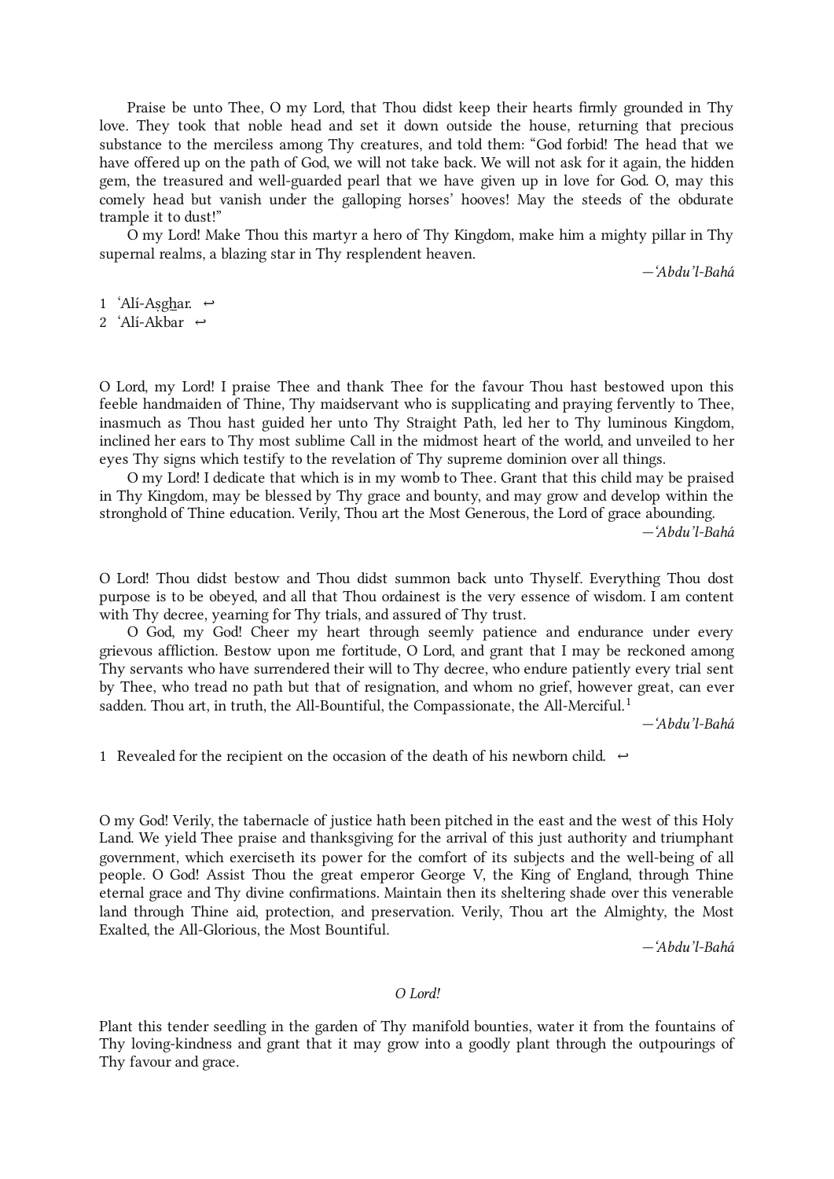Praise be unto Thee, O my Lord, that Thou didst keep their hearts firmly grounded in Thy love. They took that noble head and set it down outside the house, returning that precious substance to the merciless among Thy creatures, and told them: "God forbid! The head that we have offered up on the path of God, we will not take back. We will not ask for it again, the hidden gem, the treasured and well-guarded pearl that we have given up in love for God. O, may this comely head but vanish under the galloping horses' hooves! May the steeds of the obdurate trample it to dust!"

O my Lord! Make Thou this martyr a hero of Thy Kingdom, make him a mighty pillar in Thy supernal realms, a blazing star in Thy resplendent heaven.

—*'Abdu'l-Bahá*

1 'Alí-Asghar. ↩
2 'Alí-Akbar ↩

O Lord, my Lord! I praise Thee and thank Thee for the favour Thou hast bestowed upon this feeble handmaiden of Thine, Thy maidservant who is supplicating and praying fervently to Thee, inasmuch as Thou hast guided her unto Thy Straight Path, led her to Thy luminous Kingdom, inclined her ears to Thy most sublime Call in the midmost heart of the world, and unveiled to her eyes Thy signs which testify to the revelation of Thy supreme dominion over all things.

O my Lord! I dedicate that which is in my womb to Thee. Grant that this child may be praised in Thy Kingdom, may be blessed by Thy grace and bounty, and may grow and develop within the stronghold of Thine education. Verily, Thou art the Most Generous, the Lord of grace abounding.

—*'Abdu'l-Bahá*

O Lord! Thou didst bestow and Thou didst summon back unto Thyself. Everything Thou dost purpose is to be obeyed, and all that Thou ordainest is the very essence of wisdom. I am content with Thy decree, yearning for Thy trials, and assured of Thy trust.

O God, my God! Cheer my heart through seemly patience and endurance under every grievous affliction. Bestow upon me fortitude, O Lord, and grant that I may be reckoned among Thy servants who have surrendered their will to Thy decree, who endure patiently every trial sent by Thee, who tread no path but that of resignation, and whom no grief, however great, can ever sadden. Thou art, in truth, the All-Bountiful, the Compassionate, the All-Merciful.[1]

—*'Abdu'l-Bahá*

1 Revealed for the recipient on the occasion of the death of his newborn child. ↩

O my God! Verily, the tabernacle of justice hath been pitched in the east and the west of this Holy Land. We yield Thee praise and thanksgiving for the arrival of this just authority and triumphant government, which exerciseth its power for the comfort of its subjects and the well-being of all people. O God! Assist Thou the great emperor George V, the King of England, through Thine eternal grace and Thy divine confirmations. Maintain then its sheltering shade over this venerable land through Thine aid, protection, and preservation. Verily, Thou art the Almighty, the Most Exalted, the All-Glorious, the Most Bountiful.

—*'Abdu'l-Bahá*

*O Lord!*

Plant this tender seedling in the garden of Thy manifold bounties, water it from the fountains of Thy loving-kindness and grant that it may grow into a goodly plant through the outpourings of Thy favour and grace.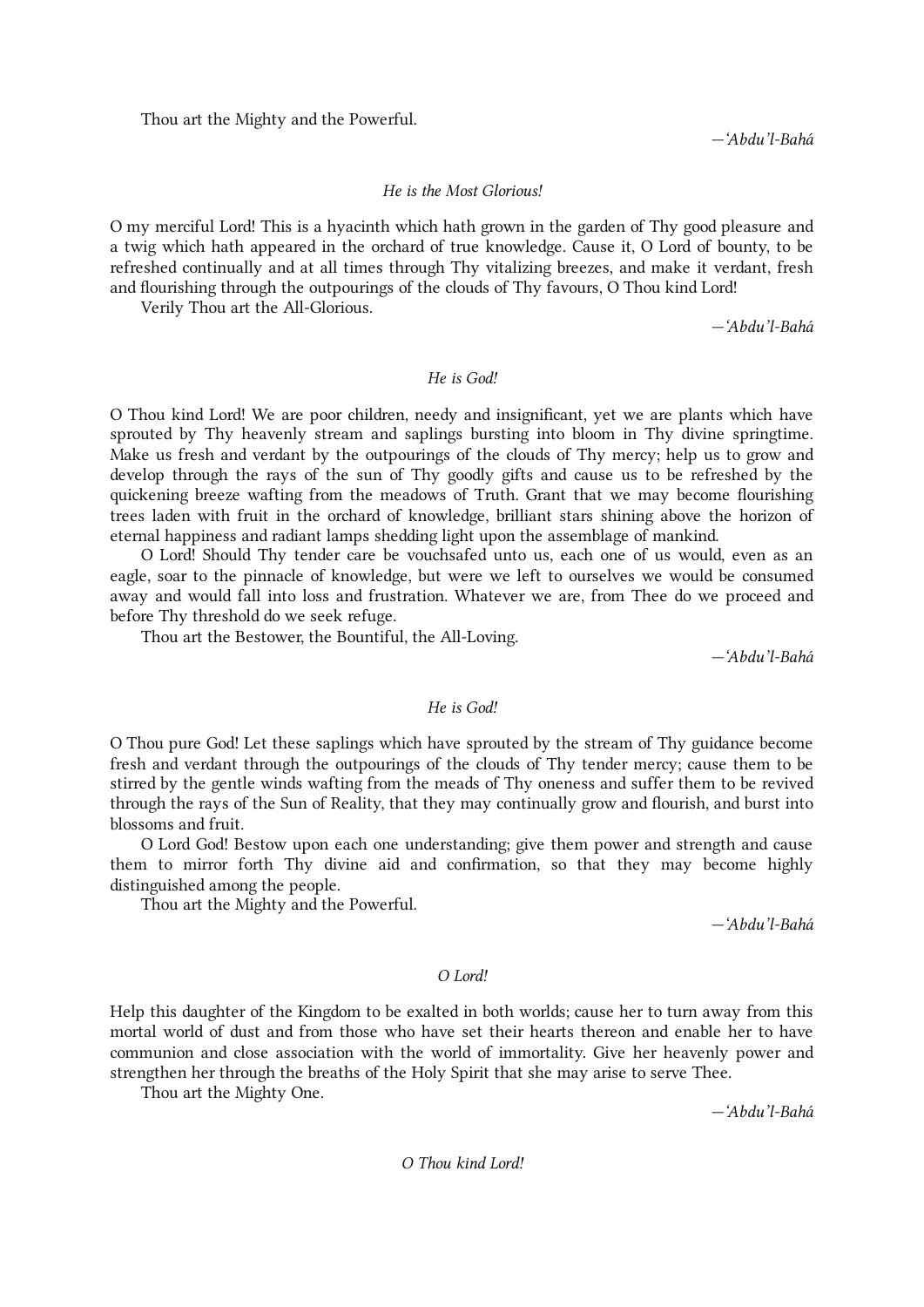Thou art the Mighty and the Powerful.

*—'Abdu'l-Bahá*

*He is the Most Glorious!*

O my merciful Lord! This is a hyacinth which hath grown in the garden of Thy good pleasure and a twig which hath appeared in the orchard of true knowledge. Cause it, O Lord of bounty, to be refreshed continually and at all times through Thy vitalizing breezes, and make it verdant, fresh and flourishing through the outpourings of the clouds of Thy favours, O Thou kind Lord!

Verily Thou art the All-Glorious.

*—'Abdu'l-Bahá*

*He is God!*

O Thou kind Lord! We are poor children, needy and insignificant, yet we are plants which have sprouted by Thy heavenly stream and saplings bursting into bloom in Thy divine springtime. Make us fresh and verdant by the outpourings of the clouds of Thy mercy; help us to grow and develop through the rays of the sun of Thy goodly gifts and cause us to be refreshed by the quickening breeze wafting from the meadows of Truth. Grant that we may become flourishing trees laden with fruit in the orchard of knowledge, brilliant stars shining above the horizon of eternal happiness and radiant lamps shedding light upon the assemblage of mankind.

O Lord! Should Thy tender care be vouchsafed unto us, each one of us would, even as an eagle, soar to the pinnacle of knowledge, but were we left to ourselves we would be consumed away and would fall into loss and frustration. Whatever we are, from Thee do we proceed and before Thy threshold do we seek refuge.

Thou art the Bestower, the Bountiful, the All-Loving.

*—'Abdu'l-Bahá*

*He is God!*

O Thou pure God! Let these saplings which have sprouted by the stream of Thy guidance become fresh and verdant through the outpourings of the clouds of Thy tender mercy; cause them to be stirred by the gentle winds wafting from the meads of Thy oneness and suffer them to be revived through the rays of the Sun of Reality, that they may continually grow and flourish, and burst into blossoms and fruit.

O Lord God! Bestow upon each one understanding; give them power and strength and cause them to mirror forth Thy divine aid and confirmation, so that they may become highly distinguished among the people.

Thou art the Mighty and the Powerful.

*—'Abdu'l-Bahá*

*O Lord!*

Help this daughter of the Kingdom to be exalted in both worlds; cause her to turn away from this mortal world of dust and from those who have set their hearts thereon and enable her to have communion and close association with the world of immortality. Give her heavenly power and strengthen her through the breaths of the Holy Spirit that she may arise to serve Thee.

Thou art the Mighty One.

*—'Abdu'l-Bahá*

*O Thou kind Lord!*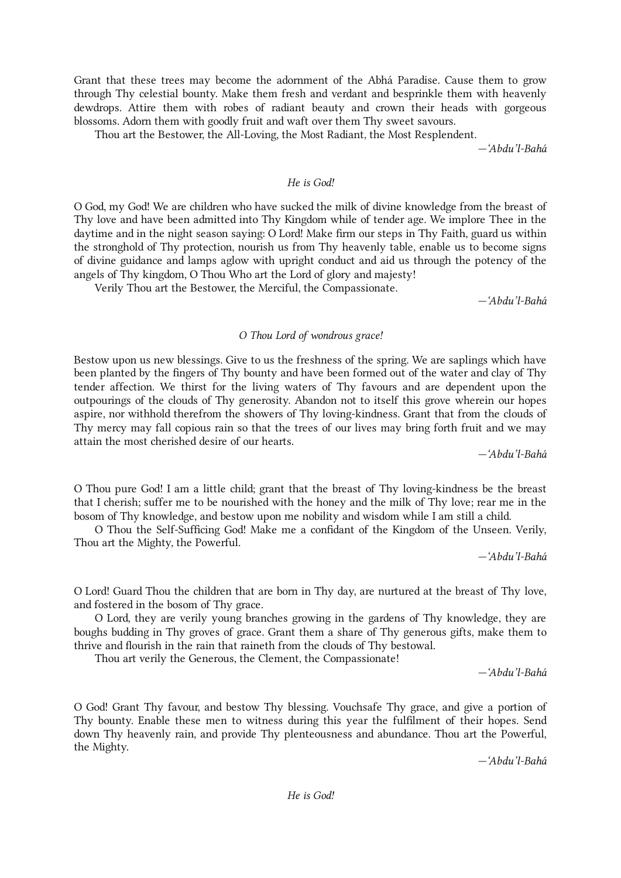Grant that these trees may become the adornment of the Abhá Paradise. Cause them to grow through Thy celestial bounty. Make them fresh and verdant and besprinkle them with heavenly dewdrops. Attire them with robes of radiant beauty and crown their heads with gorgeous blossoms. Adorn them with goodly fruit and waft over them Thy sweet savours.

Thou art the Bestower, the All-Loving, the Most Radiant, the Most Resplendent.

*—‘Abdu’l-Bahá*

*He is God!*

O God, my God! We are children who have sucked the milk of divine knowledge from the breast of Thy love and have been admitted into Thy Kingdom while of tender age. We implore Thee in the daytime and in the night season saying: O Lord! Make firm our steps in Thy Faith, guard us within the stronghold of Thy protection, nourish us from Thy heavenly table, enable us to become signs of divine guidance and lamps aglow with upright conduct and aid us through the potency of the angels of Thy kingdom, O Thou Who art the Lord of glory and majesty!

Verily Thou art the Bestower, the Merciful, the Compassionate.

*—‘Abdu’l-Bahá*

*O Thou Lord of wondrous grace!*

Bestow upon us new blessings. Give to us the freshness of the spring. We are saplings which have been planted by the fingers of Thy bounty and have been formed out of the water and clay of Thy tender affection. We thirst for the living waters of Thy favours and are dependent upon the outpourings of the clouds of Thy generosity. Abandon not to itself this grove wherein our hopes aspire, nor withhold therefrom the showers of Thy loving-kindness. Grant that from the clouds of Thy mercy may fall copious rain so that the trees of our lives may bring forth fruit and we may attain the most cherished desire of our hearts.

*—‘Abdu’l-Bahá*

O Thou pure God! I am a little child; grant that the breast of Thy loving-kindness be the breast that I cherish; suffer me to be nourished with the honey and the milk of Thy love; rear me in the bosom of Thy knowledge, and bestow upon me nobility and wisdom while I am still a child.

O Thou the Self-Sufficing God! Make me a confidant of the Kingdom of the Unseen. Verily, Thou art the Mighty, the Powerful.

*—‘Abdu’l-Bahá*

O Lord! Guard Thou the children that are born in Thy day, are nurtured at the breast of Thy love, and fostered in the bosom of Thy grace.

O Lord, they are verily young branches growing in the gardens of Thy knowledge, they are boughs budding in Thy groves of grace. Grant them a share of Thy generous gifts, make them to thrive and flourish in the rain that raineth from the clouds of Thy bestowal.

Thou art verily the Generous, the Clement, the Compassionate!

*—‘Abdu’l-Bahá*

O God! Grant Thy favour, and bestow Thy blessing. Vouchsafe Thy grace, and give a portion of Thy bounty. Enable these men to witness during this year the fulfilment of their hopes. Send down Thy heavenly rain, and provide Thy plenteousness and abundance. Thou art the Powerful, the Mighty.

*—‘Abdu’l-Bahá*

*He is God!*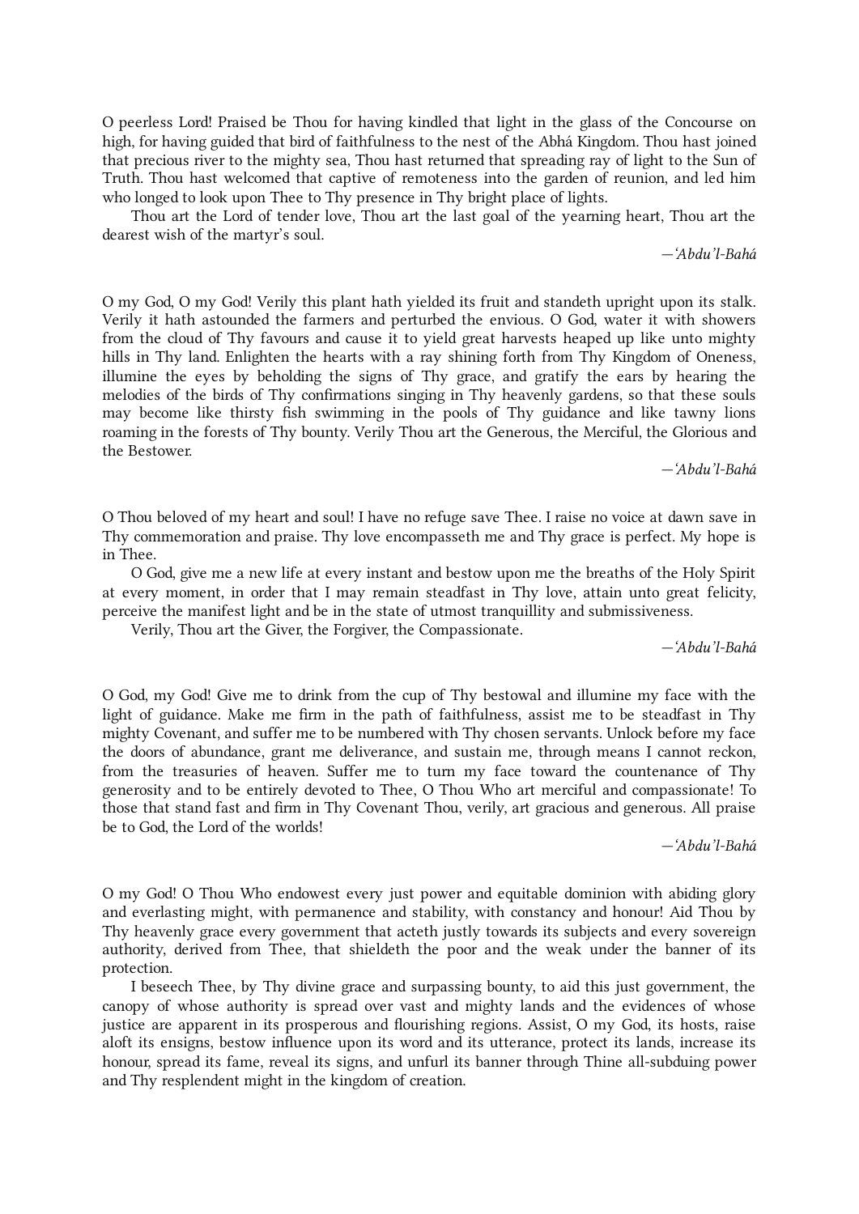O peerless Lord! Praised be Thou for having kindled that light in the glass of the Concourse on high, for having guided that bird of faithfulness to the nest of the Abhá Kingdom. Thou hast joined that precious river to the mighty sea, Thou hast returned that spreading ray of light to the Sun of Truth. Thou hast welcomed that captive of remoteness into the garden of reunion, and led him who longed to look upon Thee to Thy presence in Thy bright place of lights.

Thou art the Lord of tender love, Thou art the last goal of the yearning heart, Thou art the dearest wish of the martyr's soul.

—*'Abdu'l-Bahá*

O my God, O my God! Verily this plant hath yielded its fruit and standeth upright upon its stalk. Verily it hath astounded the farmers and perturbed the envious. O God, water it with showers from the cloud of Thy favours and cause it to yield great harvests heaped up like unto mighty hills in Thy land. Enlighten the hearts with a ray shining forth from Thy Kingdom of Oneness, illumine the eyes by beholding the signs of Thy grace, and gratify the ears by hearing the melodies of the birds of Thy confirmations singing in Thy heavenly gardens, so that these souls may become like thirsty fish swimming in the pools of Thy guidance and like tawny lions roaming in the forests of Thy bounty. Verily Thou art the Generous, the Merciful, the Glorious and the Bestower.

—*'Abdu'l-Bahá*

O Thou beloved of my heart and soul! I have no refuge save Thee. I raise no voice at dawn save in Thy commemoration and praise. Thy love encompasseth me and Thy grace is perfect. My hope is in Thee.

O God, give me a new life at every instant and bestow upon me the breaths of the Holy Spirit at every moment, in order that I may remain steadfast in Thy love, attain unto great felicity, perceive the manifest light and be in the state of utmost tranquillity and submissiveness.

Verily, Thou art the Giver, the Forgiver, the Compassionate.

—*'Abdu'l-Bahá*

O God, my God! Give me to drink from the cup of Thy bestowal and illumine my face with the light of guidance. Make me firm in the path of faithfulness, assist me to be steadfast in Thy mighty Covenant, and suffer me to be numbered with Thy chosen servants. Unlock before my face the doors of abundance, grant me deliverance, and sustain me, through means I cannot reckon, from the treasuries of heaven. Suffer me to turn my face toward the countenance of Thy generosity and to be entirely devoted to Thee, O Thou Who art merciful and compassionate! To those that stand fast and firm in Thy Covenant Thou, verily, art gracious and generous. All praise be to God, the Lord of the worlds!

—*'Abdu'l-Bahá*

O my God! O Thou Who endowest every just power and equitable dominion with abiding glory and everlasting might, with permanence and stability, with constancy and honour! Aid Thou by Thy heavenly grace every government that acteth justly towards its subjects and every sovereign authority, derived from Thee, that shieldeth the poor and the weak under the banner of its protection.

I beseech Thee, by Thy divine grace and surpassing bounty, to aid this just government, the canopy of whose authority is spread over vast and mighty lands and the evidences of whose justice are apparent in its prosperous and flourishing regions. Assist, O my God, its hosts, raise aloft its ensigns, bestow influence upon its word and its utterance, protect its lands, increase its honour, spread its fame, reveal its signs, and unfurl its banner through Thine all-subduing power and Thy resplendent might in the kingdom of creation.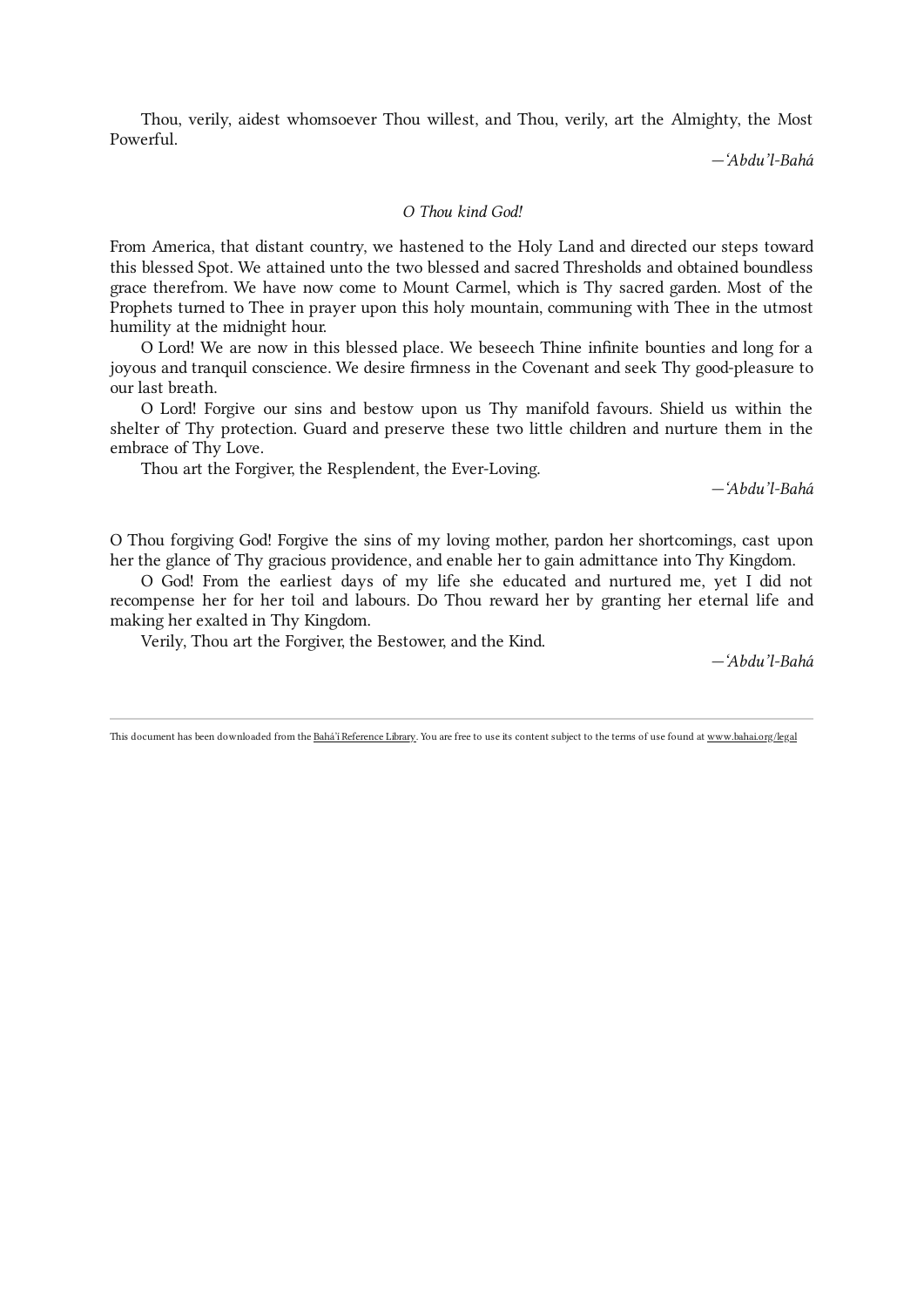Thou, verily, aidest whomsoever Thou willest, and Thou, verily, art the Almighty, the Most Powerful.

—*‘Abdu’l-Bahá*

*O Thou kind God!*

From America, that distant country, we hastened to the Holy Land and directed our steps toward this blessed Spot. We attained unto the two blessed and sacred Thresholds and obtained boundless grace therefrom. We have now come to Mount Carmel, which is Thy sacred garden. Most of the Prophets turned to Thee in prayer upon this holy mountain, communing with Thee in the utmost humility at the midnight hour.

O Lord! We are now in this blessed place. We beseech Thine infinite bounties and long for a joyous and tranquil conscience. We desire firmness in the Covenant and seek Thy good-pleasure to our last breath.

O Lord! Forgive our sins and bestow upon us Thy manifold favours. Shield us within the shelter of Thy protection. Guard and preserve these two little children and nurture them in the embrace of Thy Love.

Thou art the Forgiver, the Resplendent, the Ever-Loving.

—*‘Abdu’l-Bahá*

O Thou forgiving God! Forgive the sins of my loving mother, pardon her shortcomings, cast upon her the glance of Thy gracious providence, and enable her to gain admittance into Thy Kingdom.

O God! From the earliest days of my life she educated and nurtured me, yet I did not recompense her for her toil and labours. Do Thou reward her by granting her eternal life and making her exalted in Thy Kingdom.

Verily, Thou art the Forgiver, the Bestower, and the Kind.

—*‘Abdu’l-Bahá*

---

This document has been downloaded from the Bahá’í Reference Library. You are free to use its content subject to the terms of use found at www.bahai.org/legal